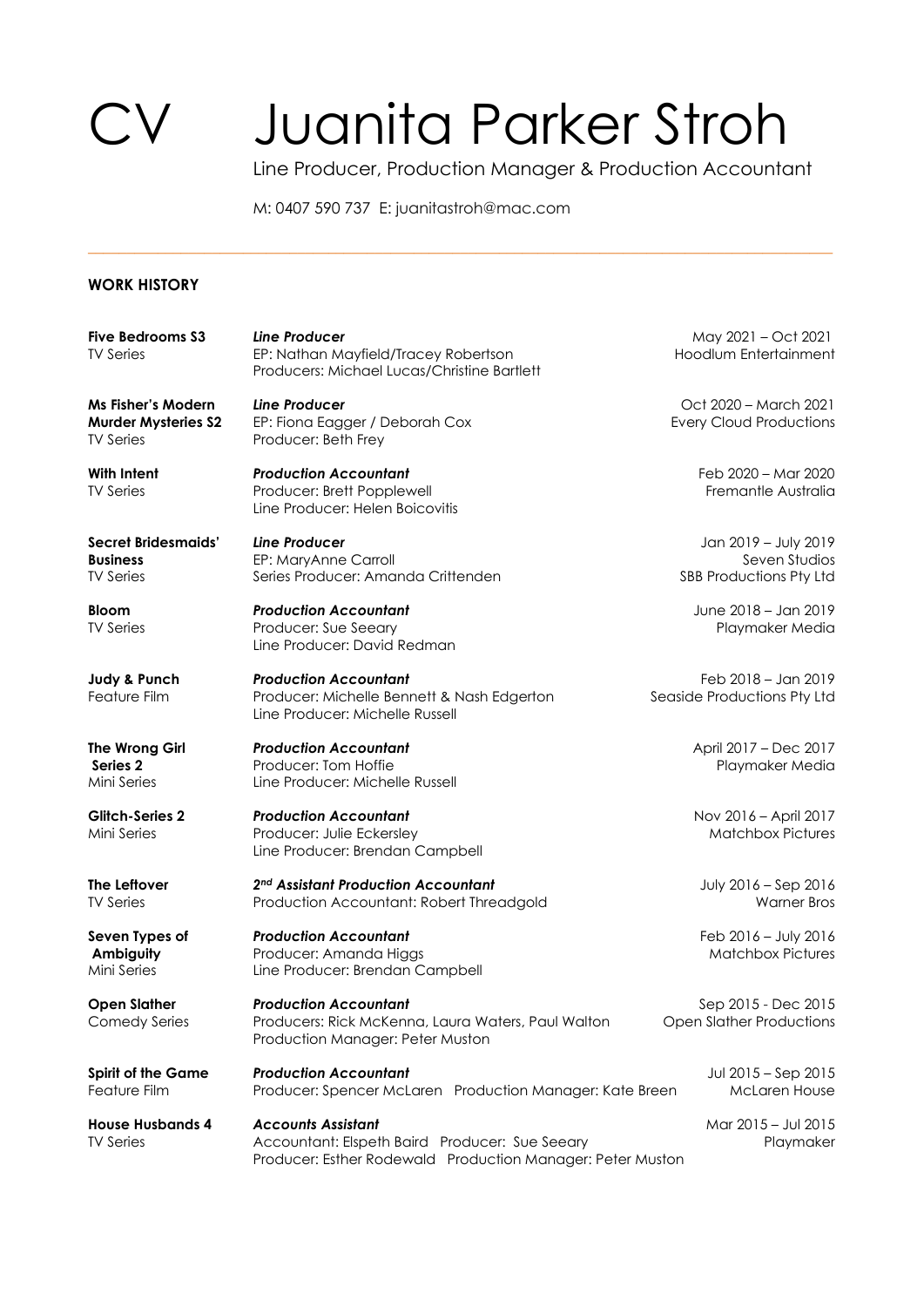# CV Juanita Parker Stroh

Line Producer, Production Manager & Production Accountant

M: 0407 590 737 E: juanitastroh@mac.com

## WORK HISTORY

**Five Bedrooms S3**
TV Series
***Line Producer***
EP: Nathan Mayfield/Tracey Robertson
Producers: Michael Lucas/Christine Bartlett
May 2021 – Oct 2021
Hoodlum Entertainment

**Ms Fisher's Modern Murder Mysteries S2**
TV Series
***Line Producer***
EP: Fiona Eagger / Deborah Cox
Producer: Beth Frey
Oct 2020 – March 2021
Every Cloud Productions

**With Intent**
TV Series
***Production Accountant***
Producer: Brett Popplewell
Line Producer: Helen Boicovitis
Feb 2020 – Mar 2020
Fremantle Australia

**Secret Bridesmaids' Business**
TV Series
***Line Producer***
EP: MaryAnne Carroll
Series Producer: Amanda Crittenden
Jan 2019 – July 2019
Seven Studios
SBB Productions Pty Ltd

**Bloom**
TV Series
***Production Accountant***
Producer: Sue Seeary
Line Producer: David Redman
June 2018 – Jan 2019
Playmaker Media

**Judy & Punch**
Feature Film
***Production Accountant***
Producer: Michelle Bennett & Nash Edgerton
Line Producer: Michelle Russell
Feb 2018 – Jan 2019
Seaside Productions Pty Ltd

**The Wrong Girl Series 2**
Mini Series
***Production Accountant***
Producer: Tom Hoffie
Line Producer: Michelle Russell
April 2017 – Dec 2017
Playmaker Media

**Glitch-Series 2**
Mini Series
***Production Accountant***
Producer: Julie Eckersley
Line Producer: Brendan Campbell
Nov 2016 – April 2017
Matchbox Pictures

**The Leftover**
TV Series
***2nd Assistant Production Accountant***
Production Accountant: Robert Threadgold
July 2016 – Sep 2016
Warner Bros

**Seven Types of Ambiguity**
Mini Series
***Production Accountant***
Producer: Amanda Higgs
Line Producer: Brendan Campbell
Feb 2016 – July 2016
Matchbox Pictures

**Open Slather**
Comedy Series
***Production Accountant***
Producers: Rick McKenna, Laura Waters, Paul Walton
Production Manager: Peter Muston
Sep 2015 - Dec 2015
Open Slather Productions

**Spirit of the Game**
Feature Film
***Production Accountant***
Producer: Spencer McLaren Production Manager: Kate Breen
Jul 2015 – Sep 2015
McLaren House

**House Husbands 4**
TV Series
***Accounts Assistant***
Accountant: Elspeth Baird Producer: Sue Seeary
Producer: Esther Rodewald Production Manager: Peter Muston
Mar 2015 – Jul 2015
Playmaker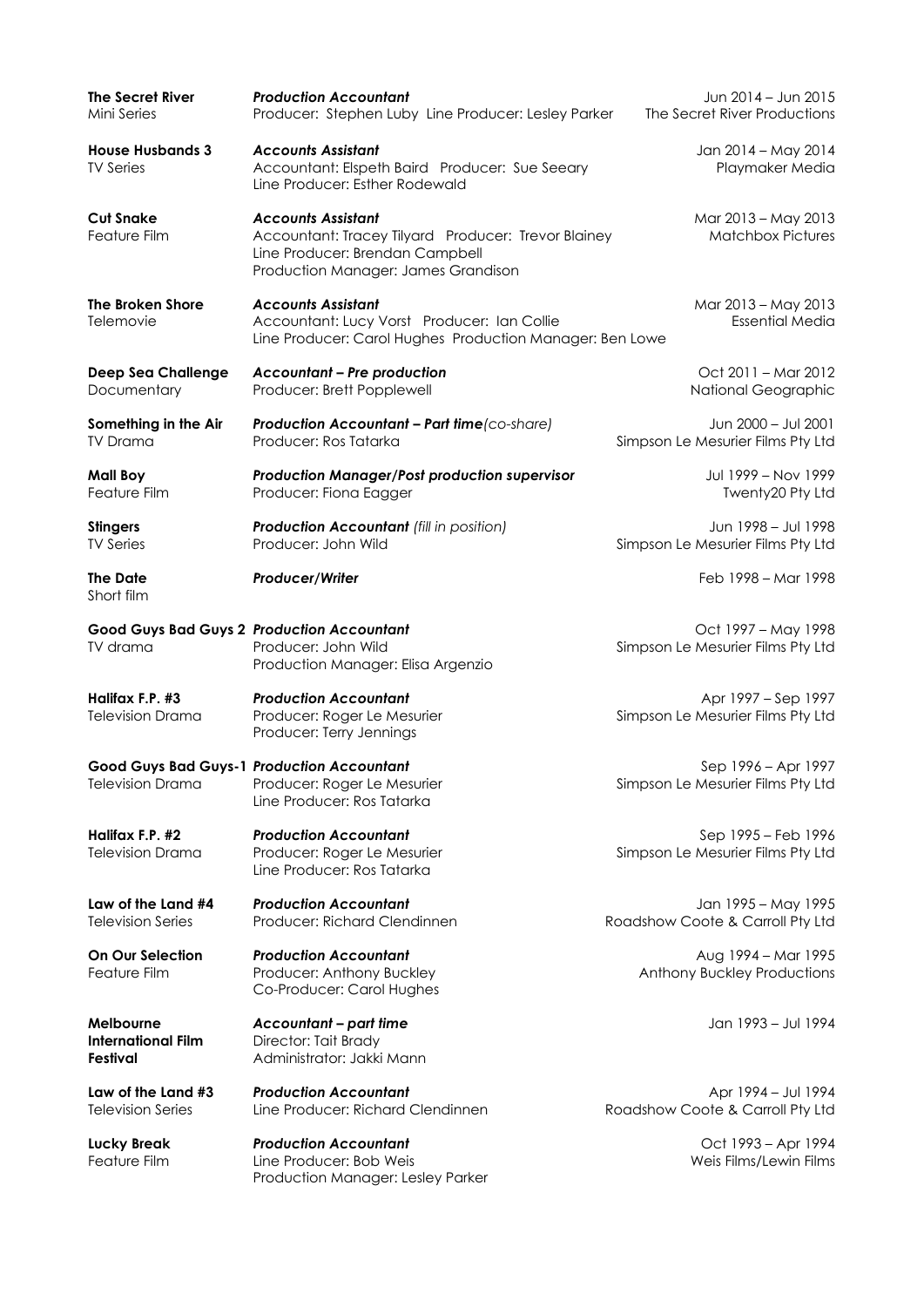**The Secret River**
Mini Series
***Production Accountant***
Producer: Stephen Luby Line Producer: Lesley Parker
Jun 2014 – Jun 2015
The Secret River Productions

**House Husbands 3**
TV Series
***Accounts Assistant***
Accountant: Elspeth Baird Producer: Sue Seeary
Line Producer: Esther Rodewald
Jan 2014 – May 2014
Playmaker Media

**Cut Snake**
Feature Film
***Accounts Assistant***
Accountant: Tracey Tilyard Producer: Trevor Blainey
Line Producer: Brendan Campbell
Production Manager: James Grandison
Mar 2013 – May 2013
Matchbox Pictures

**The Broken Shore**
Telemovie
***Accounts Assistant***
Accountant: Lucy Vorst Producer: Ian Collie
Line Producer: Carol Hughes Production Manager: Ben Lowe
Mar 2013 – May 2013
Essential Media

**Deep Sea Challenge**
Documentary
***Accountant – Pre production***
Producer: Brett Popplewell
Oct 2011 – Mar 2012
National Geographic

**Something in the Air**
TV Drama
***Production Accountant – Part time*** *(co-share)*
Producer: Ros Tatarka
Jun 2000 – Jul 2001
Simpson Le Mesurier Films Pty Ltd

**Mall Boy**
Feature Film
***Production Manager/Post production supervisor***
Producer: Fiona Eagger
Jul 1999 – Nov 1999
Twenty20 Pty Ltd

**Stingers**
TV Series
***Production Accountant*** *(fill in position)*
Producer: John Wild
Jun 1998 – Jul 1998
Simpson Le Mesurier Films Pty Ltd

**The Date**
Short film
***Producer/Writer***
Feb 1998 – Mar 1998

**Good Guys Bad Guys 2**
TV drama
***Production Accountant***
Producer: John Wild
Production Manager: Elisa Argenzio
Oct 1997 – May 1998
Simpson Le Mesurier Films Pty Ltd

**Halifax F.P. #3**
Television Drama
***Production Accountant***
Producer: Roger Le Mesurier
Producer: Terry Jennings
Apr 1997 – Sep 1997
Simpson Le Mesurier Films Pty Ltd

**Good Guys Bad Guys-1**
Television Drama
***Production Accountant***
Producer: Roger Le Mesurier
Line Producer: Ros Tatarka
Sep 1996 – Apr 1997
Simpson Le Mesurier Films Pty Ltd

**Halifax F.P. #2**
Television Drama
***Production Accountant***
Producer: Roger Le Mesurier
Line Producer: Ros Tatarka
Sep 1995 – Feb 1996
Simpson Le Mesurier Films Pty Ltd

**Law of the Land #4**
Television Series
***Production Accountant***
Producer: Richard Clendinnen
Jan 1995 – May 1995
Roadshow Coote & Carroll Pty Ltd

**On Our Selection**
Feature Film
***Production Accountant***
Producer: Anthony Buckley
Co-Producer: Carol Hughes
Aug 1994 – Mar 1995
Anthony Buckley Productions

**Melbourne International Film Festival**
***Accountant – part time***
Director: Tait Brady
Administrator: Jakki Mann
Jan 1993 – Jul 1994

**Law of the Land #3**
Television Series
***Production Accountant***
Line Producer: Richard Clendinnen
Apr 1994 – Jul 1994
Roadshow Coote & Carroll Pty Ltd

**Lucky Break**
Feature Film
***Production Accountant***
Line Producer: Bob Weis
Production Manager: Lesley Parker
Oct 1993 – Apr 1994
Weis Films/Lewin Films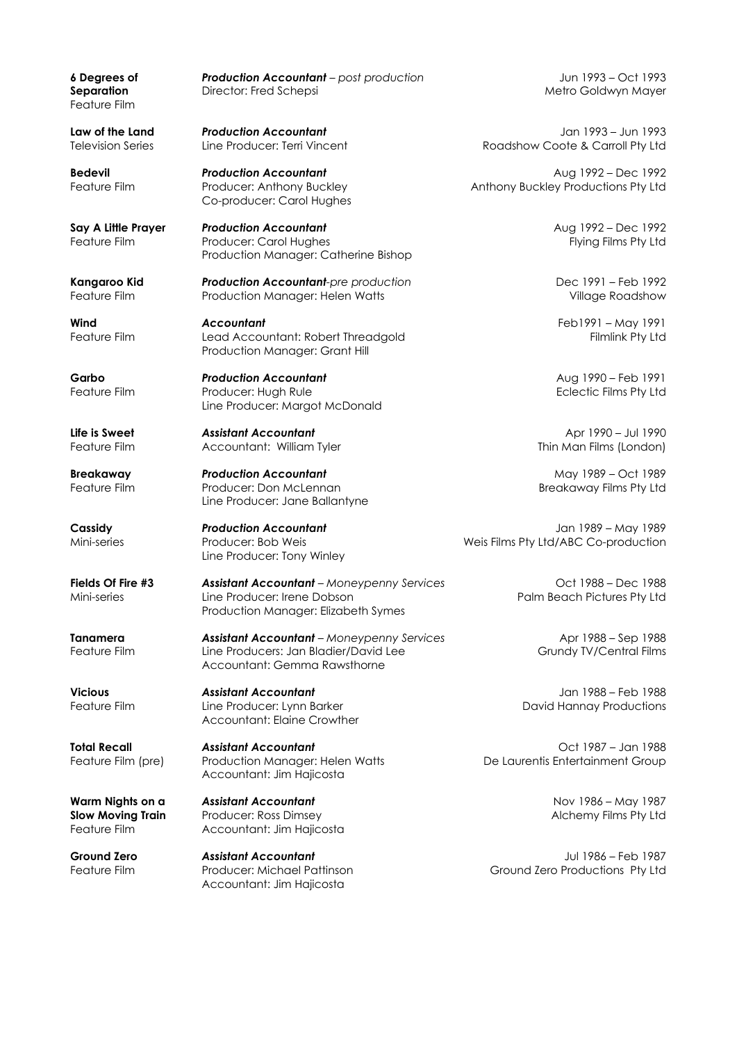| | | | |
|---|---|---|---|
| **6 Degrees of Separation**<br>Feature Film | ***Production Accountant*** *– post production*<br>Director: Fred Schepsi | Jun 1993 – Oct 1993<br>Metro Goldwyn Mayer |
| **Law of the Land**<br>Television Series | ***Production Accountant***<br>Line Producer: Terri Vincent | Jan 1993 – Jun 1993<br>Roadshow Coote & Carroll Pty Ltd |
| **Bedevil**<br>Feature Film | ***Production Accountant***<br>Producer: Anthony Buckley<br>Co-producer: Carol Hughes | Aug 1992 – Dec 1992<br>Anthony Buckley Productions Pty Ltd |
| **Say A Little Prayer**<br>Feature Film | ***Production Accountant***<br>Producer: Carol Hughes<br>Production Manager: Catherine Bishop | Aug 1992 – Dec 1992<br>Flying Films Pty Ltd |
| **Kangaroo Kid**<br>Feature Film | ***Production Accountant****-pre production*<br>Production Manager: Helen Watts | Dec 1991 – Feb 1992<br>Village Roadshow |
| **Wind**<br>Feature Film | ***Accountant***<br>Lead Accountant: Robert Threadgold<br>Production Manager: Grant Hill | Feb1991 – May 1991<br>Filmlink Pty Ltd |
| **Garbo**<br>Feature Film | ***Production Accountant***<br>Producer: Hugh Rule<br>Line Producer: Margot McDonald | Aug 1990 – Feb 1991<br>Eclectic Films Pty Ltd |
| **Life is Sweet**<br>Feature Film | ***Assistant Accountant***<br>Accountant: William Tyler | Apr 1990 – Jul 1990<br>Thin Man Films (London) |
| **Breakaway**<br>Feature Film | ***Production Accountant***<br>Producer: Don McLennan<br>Line Producer: Jane Ballantyne | May 1989 – Oct 1989<br>Breakaway Films Pty Ltd |
| **Cassidy**<br>Mini-series | ***Production Accountant***<br>Producer: Bob Weis<br>Line Producer: Tony Winley | Jan 1989 – May 1989<br>Weis Films Pty Ltd/ABC Co-production |
| **Fields Of Fire #3**<br>Mini-series | ***Assistant Accountant*** *– Moneypenny Services*<br>Line Producer: Irene Dobson<br>Production Manager: Elizabeth Symes | Oct 1988 – Dec 1988<br>Palm Beach Pictures Pty Ltd |
| **Tanamera**<br>Feature Film | ***Assistant Accountant*** *– Moneypenny Services*<br>Line Producers: Jan Bladier/David Lee<br>Accountant: Gemma Rawsthorne | Apr 1988 – Sep 1988<br>Grundy TV/Central Films |
| **Vicious**<br>Feature Film | ***Assistant Accountant***<br>Line Producer: Lynn Barker<br>Accountant: Elaine Crowther | Jan 1988 – Feb 1988<br>David Hannay Productions |
| **Total Recall**<br>Feature Film (pre) | ***Assistant Accountant***<br>Production Manager: Helen Watts<br>Accountant: Jim Hajicosta | Oct 1987 – Jan 1988<br>De Laurentis Entertainment Group |
| **Warm Nights on a Slow Moving Train**<br>Feature Film | ***Assistant Accountant***<br>Producer: Ross Dimsey<br>Accountant: Jim Hajicosta | Nov 1986 – May 1987<br>Alchemy Films Pty Ltd |
| **Ground Zero**<br>Feature Film | ***Assistant Accountant***<br>Producer: Michael Pattinson<br>Accountant: Jim Hajicosta | Jul 1986 – Feb 1987<br>Ground Zero Productions Pty Ltd |